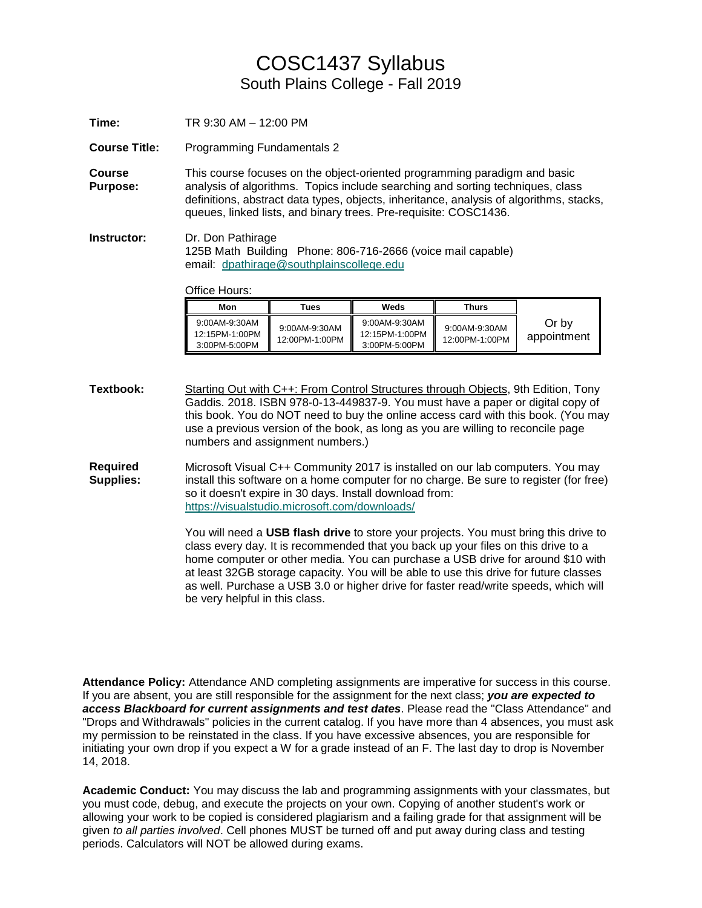# COSC1437 Syllabus

## South Plains College - Fall 2019

**Time:** TR 9:30 AM – 12:00 PM

**Course Title:** Programming Fundamentals 2

**Course Purpose:** This course focuses on the object-oriented programming paradigm and basic analysis of algorithms. Topics include searching and sorting techniques, class definitions, abstract data types, objects, inheritance, analysis of algorithms, stacks, queues, linked lists, and binary trees. Pre-requisite: COSC1436.

**Instructor:** Dr. Don Pathirage
125B Math Building Phone: 806-716-2666 (voice mail capable)
email: dpathirage@southplainscollege.edu

Office Hours:

| Mon | Tues | Weds | Thurs | |
|---|---|---|---|---|
| 9:00AM-9:30AM<br>12:15PM-1:00PM<br>3:00PM-5:00PM | 9:00AM-9:30AM<br>12:00PM-1:00PM | 9:00AM-9:30AM<br>12:15PM-1:00PM<br>3:00PM-5:00PM | 9:00AM-9:30AM<br>12:00PM-1:00PM | Or by appointment |

**Textbook:** Starting Out with C++: From Control Structures through Objects, 9th Edition, Tony Gaddis. 2018. ISBN 978-0-13-449837-9. You must have a paper or digital copy of this book. You do NOT need to buy the online access card with this book. (You may use a previous version of the book, as long as you are willing to reconcile page numbers and assignment numbers.)

**Required Supplies:** Microsoft Visual C++ Community 2017 is installed on our lab computers. You may install this software on a home computer for no charge. Be sure to register (for free) so it doesn't expire in 30 days. Install download from: https://visualstudio.microsoft.com/downloads/

You will need a **USB flash drive** to store your projects. You must bring this drive to class every day. It is recommended that you back up your files on this drive to a home computer or other media. You can purchase a USB drive for around $10 with at least 32GB storage capacity. You will be able to use this drive for future classes as well. Purchase a USB 3.0 or higher drive for faster read/write speeds, which will be very helpful in this class.

**Attendance Policy:** Attendance AND completing assignments are imperative for success in this course. If you are absent, you are still responsible for the assignment for the next class; ***you are expected to access Blackboard for current assignments and test dates***. Please read the "Class Attendance" and "Drops and Withdrawals" policies in the current catalog. If you have more than 4 absences, you must ask my permission to be reinstated in the class. If you have excessive absences, you are responsible for initiating your own drop if you expect a W for a grade instead of an F. The last day to drop is November 14, 2018.

**Academic Conduct:** You may discuss the lab and programming assignments with your classmates, but you must code, debug, and execute the projects on your own. Copying of another student's work or allowing your work to be copied is considered plagiarism and a failing grade for that assignment will be given *to all parties involved*. Cell phones MUST be turned off and put away during class and testing periods. Calculators will NOT be allowed during exams.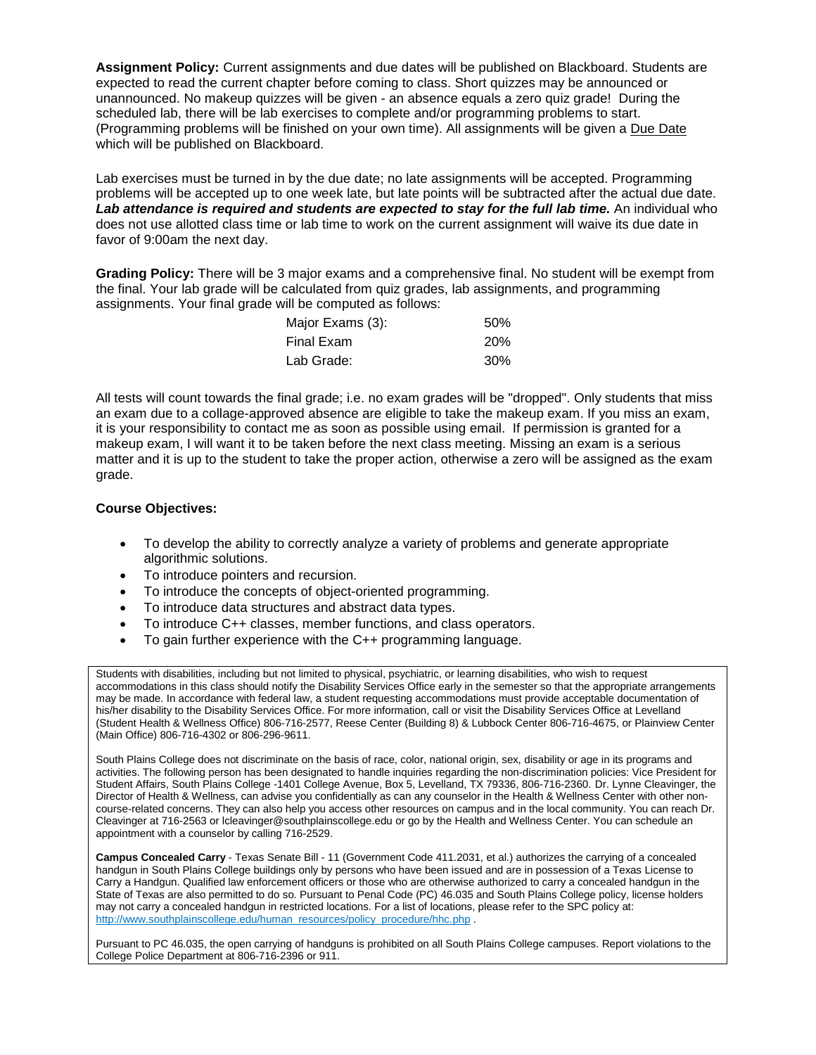**Assignment Policy:** Current assignments and due dates will be published on Blackboard. Students are expected to read the current chapter before coming to class. Short quizzes may be announced or unannounced. No makeup quizzes will be given - an absence equals a zero quiz grade! During the scheduled lab, there will be lab exercises to complete and/or programming problems to start. (Programming problems will be finished on your own time). All assignments will be given a Due Date which will be published on Blackboard.

Lab exercises must be turned in by the due date; no late assignments will be accepted. Programming problems will be accepted up to one week late, but late points will be subtracted after the actual due date. ***Lab attendance is required and students are expected to stay for the full lab time.*** An individual who does not use allotted class time or lab time to work on the current assignment will waive its due date in favor of 9:00am the next day.

**Grading Policy:** There will be 3 major exams and a comprehensive final. No student will be exempt from the final. Your lab grade will be calculated from quiz grades, lab assignments, and programming assignments. Your final grade will be computed as follows:

| | |
|---|---|
| Major Exams (3): | 50% |
| Final Exam | 20% |
| Lab Grade: | 30% |

All tests will count towards the final grade; i.e. no exam grades will be "dropped". Only students that miss an exam due to a collage-approved absence are eligible to take the makeup exam. If you miss an exam, it is your responsibility to contact me as soon as possible using email. If permission is granted for a makeup exam, I will want it to be taken before the next class meeting. Missing an exam is a serious matter and it is up to the student to take the proper action, otherwise a zero will be assigned as the exam grade.

**Course Objectives:**

- To develop the ability to correctly analyze a variety of problems and generate appropriate algorithmic solutions.
- To introduce pointers and recursion.
- To introduce the concepts of object-oriented programming.
- To introduce data structures and abstract data types.
- To introduce C++ classes, member functions, and class operators.
- To gain further experience with the C++ programming language.

Students with disabilities, including but not limited to physical, psychiatric, or learning disabilities, who wish to request accommodations in this class should notify the Disability Services Office early in the semester so that the appropriate arrangements may be made. In accordance with federal law, a student requesting accommodations must provide acceptable documentation of his/her disability to the Disability Services Office. For more information, call or visit the Disability Services Office at Levelland (Student Health & Wellness Office) 806-716-2577, Reese Center (Building 8) & Lubbock Center 806-716-4675, or Plainview Center (Main Office) 806-716-4302 or 806-296-9611.

South Plains College does not discriminate on the basis of race, color, national origin, sex, disability or age in its programs and activities. The following person has been designated to handle inquiries regarding the non-discrimination policies: Vice President for Student Affairs, South Plains College -1401 College Avenue, Box 5, Levelland, TX 79336, 806-716-2360. Dr. Lynne Cleavinger, the Director of Health & Wellness, can advise you confidentially as can any counselor in the Health & Wellness Center with other non-course-related concerns. They can also help you access other resources on campus and in the local community. You can reach Dr. Cleavinger at 716-2563 or lcleavinger@southplainscollege.edu or go by the Health and Wellness Center. You can schedule an appointment with a counselor by calling 716-2529.

**Campus Concealed Carry** - Texas Senate Bill - 11 (Government Code 411.2031, et al.) authorizes the carrying of a concealed handgun in South Plains College buildings only by persons who have been issued and are in possession of a Texas License to Carry a Handgun. Qualified law enforcement officers or those who are otherwise authorized to carry a concealed handgun in the State of Texas are also permitted to do so. Pursuant to Penal Code (PC) 46.035 and South Plains College policy, license holders may not carry a concealed handgun in restricted locations. For a list of locations, please refer to the SPC policy at: http://www.southplainscollege.edu/human_resources/policy_procedure/hhc.php .

Pursuant to PC 46.035, the open carrying of handguns is prohibited on all South Plains College campuses. Report violations to the College Police Department at 806-716-2396 or 911.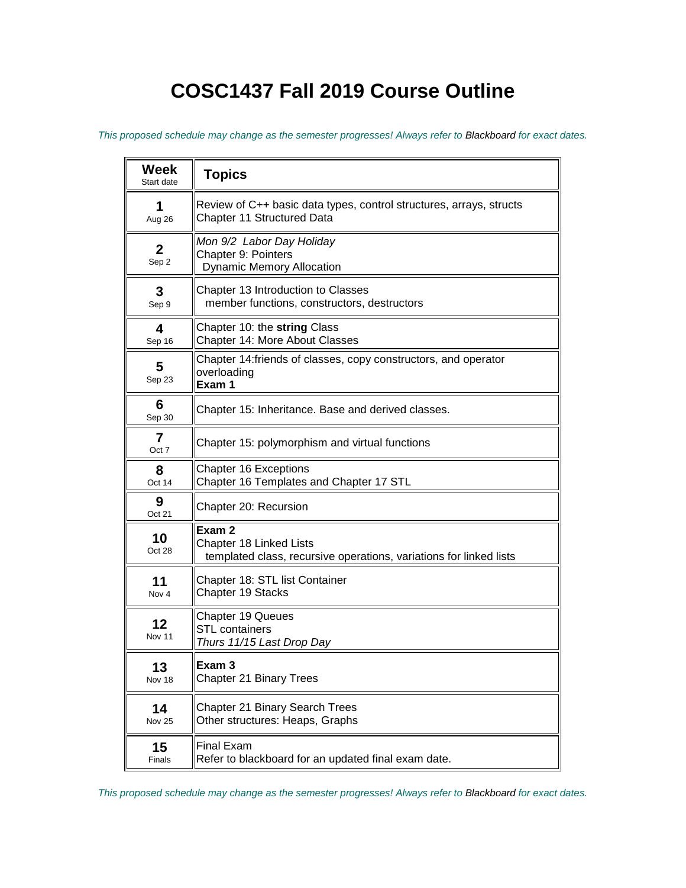# COSC1437 Fall 2019 Course Outline

*This proposed schedule may change as the semester progresses! Always refer to* Blackboard *for exact dates.*

| **Week** Start date | **Topics** |
|---|---|
| **1** Aug 26 | Review of C++ basic data types, control structures, arrays, structs<br>Chapter 11 Structured Data |
| **2** Sep 2 | *Mon 9/2 Labor Day Holiday*<br>Chapter 9: Pointers<br>Dynamic Memory Allocation |
| **3** Sep 9 | Chapter 13 Introduction to Classes<br>member functions, constructors, destructors |
| **4** Sep 16 | Chapter 10: the **string** Class<br>Chapter 14: More About Classes |
| **5** Sep 23 | Chapter 14:friends of classes, copy constructors, and operator overloading<br>**Exam 1** |
| **6** Sep 30 | Chapter 15: Inheritance. Base and derived classes. |
| **7** Oct 7 | Chapter 15: polymorphism and virtual functions |
| **8** Oct 14 | Chapter 16 Exceptions<br>Chapter 16 Templates and Chapter 17 STL |
| **9** Oct 21 | Chapter 20: Recursion |
| **10** Oct 28 | **Exam 2**<br>Chapter 18 Linked Lists<br>templated class, recursive operations, variations for linked lists |
| **11** Nov 4 | Chapter 18: STL list Container<br>Chapter 19 Stacks |
| **12** Nov 11 | Chapter 19 Queues<br>STL containers<br>*Thurs 11/15 Last Drop Day* |
| **13** Nov 18 | **Exam 3**<br>Chapter 21 Binary Trees |
| **14** Nov 25 | Chapter 21 Binary Search Trees<br>Other structures: Heaps, Graphs |
| **15** Finals | Final Exam<br>Refer to blackboard for an updated final exam date. |

*This proposed schedule may change as the semester progresses! Always refer to* Blackboard *for exact dates.*